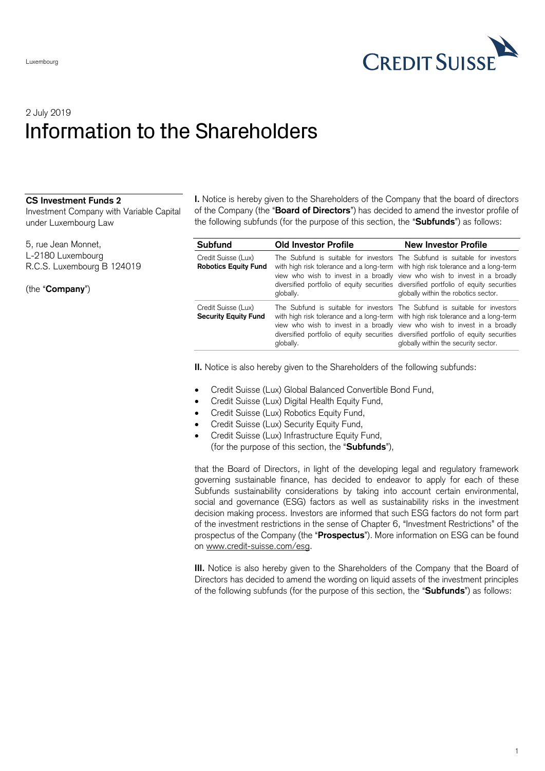Luxembourg

CREDIT SUISSE

2 July 2019

# Information to the Shareholders

**CS Investment Funds 2**
Investment Company with Variable Capital under Luxembourg Law

5, rue Jean Monnet,
L-2180 Luxembourg
R.C.S. Luxembourg B 124019

(the "**Company**")

**I.** Notice is hereby given to the Shareholders of the Company that the board of directors of the Company (the "**Board of Directors**") has decided to amend the investor profile of the following subfunds (for the purpose of this section, the "**Subfunds**") as follows:

| Subfund | Old Investor Profile | New Investor Profile |
|---|---|---|
| Credit Suisse (Lux) **Robotics Equity Fund** | The Subfund is suitable for investors with high risk tolerance and a long-term view who wish to invest in a broadly diversified portfolio of equity securities globally. | The Subfund is suitable for investors with high risk tolerance and a long-term view who wish to invest in a broadly diversified portfolio of equity securities globally within the robotics sector. |
| Credit Suisse (Lux) **Security Equity Fund** | The Subfund is suitable for investors with high risk tolerance and a long-term view who wish to invest in a broadly diversified portfolio of equity securities globally. | The Subfund is suitable for investors with high risk tolerance and a long-term view who wish to invest in a broadly diversified portfolio of equity securities globally within the security sector. |

**II.** Notice is also hereby given to the Shareholders of the following subfunds:

- Credit Suisse (Lux) Global Balanced Convertible Bond Fund,
- Credit Suisse (Lux) Digital Health Equity Fund,
- Credit Suisse (Lux) Robotics Equity Fund,
- Credit Suisse (Lux) Security Equity Fund,
- Credit Suisse (Lux) Infrastructure Equity Fund,
  (for the purpose of this section, the "**Subfunds**"),

that the Board of Directors, in light of the developing legal and regulatory framework governing sustainable finance, has decided to endeavor to apply for each of these Subfunds sustainability considerations by taking into account certain environmental, social and governance (ESG) factors as well as sustainability risks in the investment decision making process. Investors are informed that such ESG factors do not form part of the investment restrictions in the sense of Chapter 6, "Investment Restrictions" of the prospectus of the Company (the "**Prospectus**"). More information on ESG can be found on www.credit-suisse.com/esg.

**III.** Notice is also hereby given to the Shareholders of the Company that the Board of Directors has decided to amend the wording on liquid assets of the investment principles of the following subfunds (for the purpose of this section, the "**Subfunds**") as follows: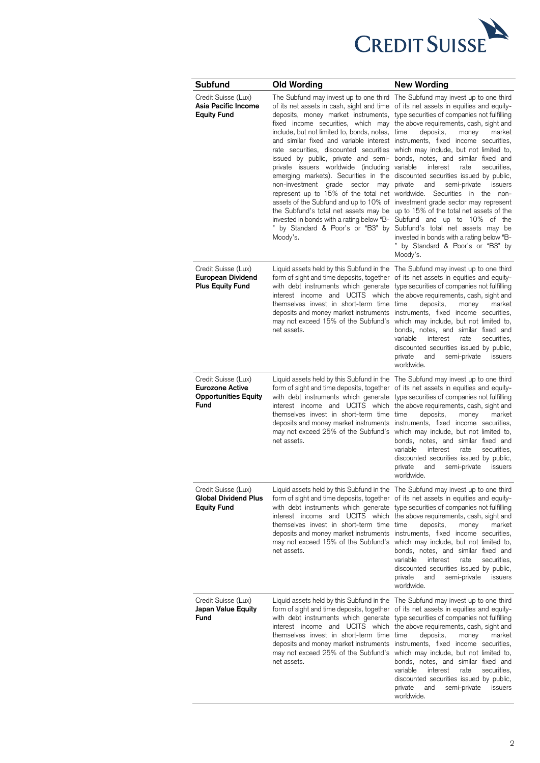| Subfund | Old Wording | New Wording |
|---|---|---|
| Credit Suisse (Lux) **Asia Pacific Income Equity Fund** | The Subfund may invest up to one third of its net assets in cash, sight and time deposits, money market instruments, fixed income securities, which may include, but not limited to, bonds, notes, and similar fixed and variable interest rate securities, discounted securities issued by public, private and semi-private issuers worldwide (including emerging markets). Securities in the non-investment grade sector may represent up to 15% of the total net assets of the Subfund and up to 10% of the Subfund's total net assets may be invested in bonds with a rating below "B-" by Standard & Poor's or "B3" by Moody's. | The Subfund may invest up to one third of its net assets in equities and equity-type securities of companies not fulfilling the above requirements, cash, sight and time deposits, money market instruments, fixed income securities, which may include, but not limited to, bonds, notes, and similar fixed and variable interest rate securities, discounted securities issued by public, private and semi-private issuers worldwide. Securities in the non-investment grade sector may represent up to 15% of the total net assets of the Subfund and up to 10% of the Subfund's total net assets may be invested in bonds with a rating below "B-" by Standard & Poor's or "B3" by Moody's. |
| Credit Suisse (Lux) **European Dividend Plus Equity Fund** | Liquid assets held by this Subfund in the form of sight and time deposits, together with debt instruments which generate interest income and UCITS which themselves invest in short-term time deposits and money market instruments may not exceed 15% of the Subfund's net assets. | The Subfund may invest up to one third of its net assets in equities and equity-type securities of companies not fulfilling the above requirements, cash, sight and time deposits, money market instruments, fixed income securities, which may include, but not limited to, bonds, notes, and similar fixed and variable interest rate securities, discounted securities issued by public, private and semi-private issuers worldwide. |
| Credit Suisse (Lux) **Eurozone Active Opportunities Equity Fund** | Liquid assets held by this Subfund in the form of sight and time deposits, together with debt instruments which generate interest income and UCITS which themselves invest in short-term time deposits and money market instruments may not exceed 25% of the Subfund's net assets. | The Subfund may invest up to one third of its net assets in equities and equity-type securities of companies not fulfilling the above requirements, cash, sight and time deposits, money market instruments, fixed income securities, which may include, but not limited to, bonds, notes, and similar fixed and variable interest rate securities, discounted securities issued by public, private and semi-private issuers worldwide. |
| Credit Suisse (Lux) **Global Dividend Plus Equity Fund** | Liquid assets held by this Subfund in the form of sight and time deposits, together with debt instruments which generate interest income and UCITS which themselves invest in short-term time deposits and money market instruments may not exceed 15% of the Subfund's net assets. | The Subfund may invest up to one third of its net assets in equities and equity-type securities of companies not fulfilling the above requirements, cash, sight and time deposits, money market instruments, fixed income securities, which may include, but not limited to, bonds, notes, and similar fixed and variable interest rate securities, discounted securities issued by public, private and semi-private issuers worldwide. |
| Credit Suisse (Lux) **Japan Value Equity Fund** | Liquid assets held by this Subfund in the form of sight and time deposits, together with debt instruments which generate interest income and UCITS which themselves invest in short-term time deposits and money market instruments may not exceed 25% of the Subfund's net assets. | The Subfund may invest up to one third of its net assets in equities and equity-type securities of companies not fulfilling the above requirements, cash, sight and time deposits, money market instruments, fixed income securities, which may include, but not limited to, bonds, notes, and similar fixed and variable interest rate securities, discounted securities issued by public, private and semi-private issuers worldwide. |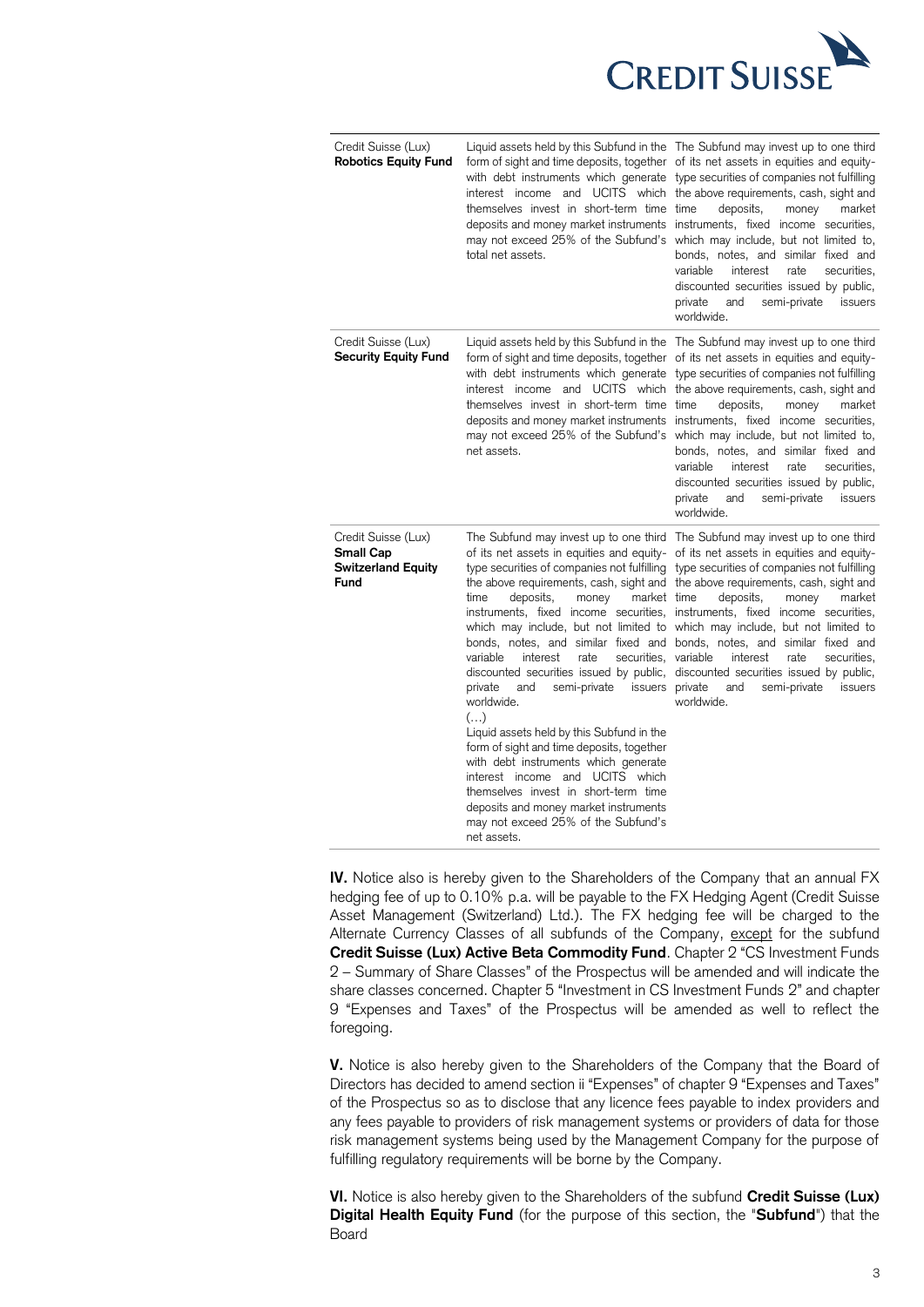| | | |
|---|---|---|
| Credit Suisse (Lux) **Robotics Equity Fund** | Liquid assets held by this Subfund in the form of sight and time deposits, together with debt instruments which generate interest income and UCITS which themselves invest in short-term time deposits and money market instruments may not exceed 25% of the Subfund's total net assets. | The Subfund may invest up to one third of its net assets in equities and equity-type securities of companies not fulfilling the above requirements, cash, sight and time deposits, money market instruments, fixed income securities, which may include, but not limited to, bonds, notes, and similar fixed and variable interest rate securities, discounted securities issued by public, private and semi-private issuers worldwide. |
| Credit Suisse (Lux) **Security Equity Fund** | Liquid assets held by this Subfund in the form of sight and time deposits, together with debt instruments which generate interest income and UCITS which themselves invest in short-term time deposits and money market instruments may not exceed 25% of the Subfund's net assets. | The Subfund may invest up to one third of its net assets in equities and equity-type securities of companies not fulfilling the above requirements, cash, sight and time deposits, money market instruments, fixed income securities, which may include, but not limited to, bonds, notes, and similar fixed and variable interest rate securities, discounted securities issued by public, private and semi-private issuers worldwide. |
| Credit Suisse (Lux) **Small Cap Switzerland Equity Fund** | The Subfund may invest up to one third of its net assets in equities and equity-type securities of companies not fulfilling the above requirements, cash, sight and time deposits, money market instruments, fixed income securities, which may include, but not limited to bonds, notes, and similar fixed and variable interest rate securities, discounted securities issued by public, private and semi-private issuers worldwide.<br>(…)<br>Liquid assets held by this Subfund in the form of sight and time deposits, together with debt instruments which generate interest income and UCITS which themselves invest in short-term time deposits and money market instruments may not exceed 25% of the Subfund's net assets. | The Subfund may invest up to one third of its net assets in equities and equity-type securities of companies not fulfilling the above requirements, cash, sight and time deposits, money market instruments, fixed income securities, which may include, but not limited to bonds, notes, and similar fixed and variable interest rate securities, discounted securities issued by public, private and semi-private issuers worldwide. |

**IV.** Notice also is hereby given to the Shareholders of the Company that an annual FX hedging fee of up to 0.10% p.a. will be payable to the FX Hedging Agent (Credit Suisse Asset Management (Switzerland) Ltd.). The FX hedging fee will be charged to the Alternate Currency Classes of all subfunds of the Company, except for the subfund **Credit Suisse (Lux) Active Beta Commodity Fund**. Chapter 2 "CS Investment Funds 2 – Summary of Share Classes" of the Prospectus will be amended and will indicate the share classes concerned. Chapter 5 "Investment in CS Investment Funds 2" and chapter 9 "Expenses and Taxes" of the Prospectus will be amended as well to reflect the foregoing.

**V.** Notice is also hereby given to the Shareholders of the Company that the Board of Directors has decided to amend section ii "Expenses" of chapter 9 "Expenses and Taxes" of the Prospectus so as to disclose that any licence fees payable to index providers and any fees payable to providers of risk management systems or providers of data for those risk management systems being used by the Management Company for the purpose of fulfilling regulatory requirements will be borne by the Company.

**VI.** Notice is also hereby given to the Shareholders of the subfund **Credit Suisse (Lux) Digital Health Equity Fund** (for the purpose of this section, the "**Subfund**") that the Board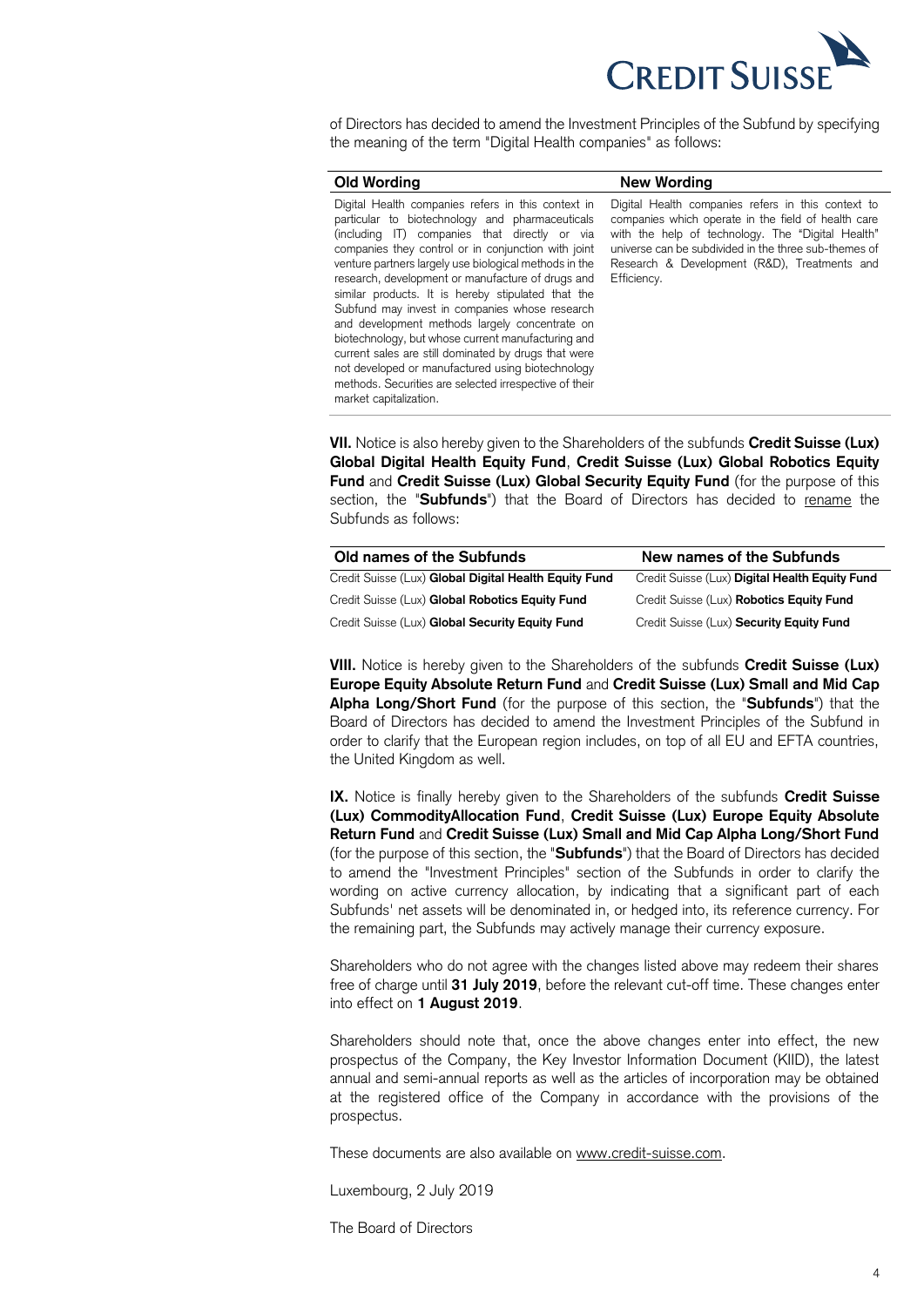of Directors has decided to amend the Investment Principles of the Subfund by specifying the meaning of the term "Digital Health companies" as follows:

| Old Wording | New Wording |
| --- | --- |
| Digital Health companies refers in this context in particular to biotechnology and pharmaceuticals (including IT) companies that directly or via companies they control or in conjunction with joint venture partners largely use biological methods in the research, development or manufacture of drugs and similar products. It is hereby stipulated that the Subfund may invest in companies whose research and development methods largely concentrate on biotechnology, but whose current manufacturing and current sales are still dominated by drugs that were not developed or manufactured using biotechnology methods. Securities are selected irrespective of their market capitalization. | Digital Health companies refers in this context to companies which operate in the field of health care with the help of technology. The "Digital Health" universe can be subdivided in the three sub-themes of Research & Development (R&D), Treatments and Efficiency. |

**VII.** Notice is also hereby given to the Shareholders of the subfunds **Credit Suisse (Lux) Global Digital Health Equity Fund**, **Credit Suisse (Lux) Global Robotics Equity Fund** and **Credit Suisse (Lux) Global Security Equity Fund** (for the purpose of this section, the "**Subfunds**") that the Board of Directors has decided to rename the Subfunds as follows:

| Old names of the Subfunds | New names of the Subfunds |
| --- | --- |
| Credit Suisse (Lux) **Global Digital Health Equity Fund** | Credit Suisse (Lux) **Digital Health Equity Fund** |
| Credit Suisse (Lux) **Global Robotics Equity Fund** | Credit Suisse (Lux) **Robotics Equity Fund** |
| Credit Suisse (Lux) **Global Security Equity Fund** | Credit Suisse (Lux) **Security Equity Fund** |

**VIII.** Notice is hereby given to the Shareholders of the subfunds **Credit Suisse (Lux) Europe Equity Absolute Return Fund** and **Credit Suisse (Lux) Small and Mid Cap Alpha Long/Short Fund** (for the purpose of this section, the "**Subfunds**") that the Board of Directors has decided to amend the Investment Principles of the Subfund in order to clarify that the European region includes, on top of all EU and EFTA countries, the United Kingdom as well.

**IX.** Notice is finally hereby given to the Shareholders of the subfunds **Credit Suisse (Lux) CommodityAllocation Fund**, **Credit Suisse (Lux) Europe Equity Absolute Return Fund** and **Credit Suisse (Lux) Small and Mid Cap Alpha Long/Short Fund** (for the purpose of this section, the "**Subfunds**") that the Board of Directors has decided to amend the "Investment Principles" section of the Subfunds in order to clarify the wording on active currency allocation, by indicating that a significant part of each Subfunds' net assets will be denominated in, or hedged into, its reference currency. For the remaining part, the Subfunds may actively manage their currency exposure.

Shareholders who do not agree with the changes listed above may redeem their shares free of charge until **31 July 2019**, before the relevant cut-off time. These changes enter into effect on **1 August 2019**.

Shareholders should note that, once the above changes enter into effect, the new prospectus of the Company, the Key Investor Information Document (KIID), the latest annual and semi-annual reports as well as the articles of incorporation may be obtained at the registered office of the Company in accordance with the provisions of the prospectus.

These documents are also available on www.credit-suisse.com.

Luxembourg, 2 July 2019

The Board of Directors